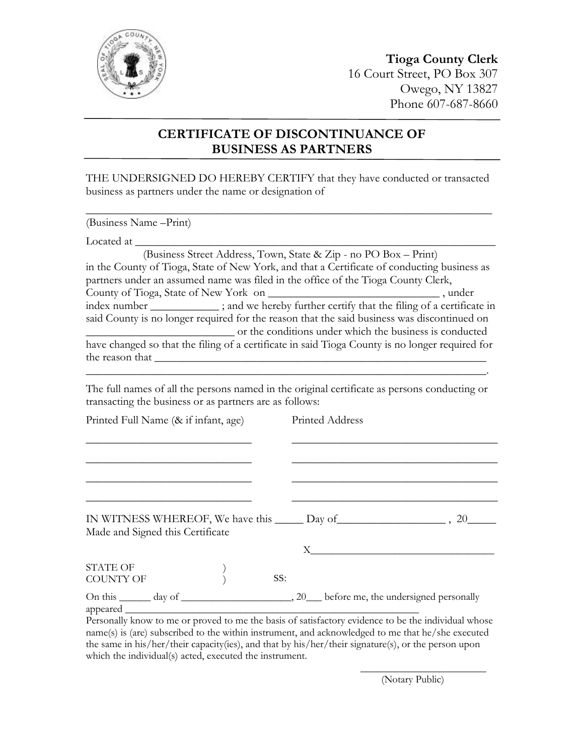**Tioga County Clerk**
16 Court Street, PO Box 307
Owego, NY 13827
Phone 607-687-8660

# CERTIFICATE OF DISCONTINUANCE OF BUSINESS AS PARTNERS

THE UNDERSIGNED DO HEREBY CERTIFY that they have conducted or transacted business as partners under the name or designation of

_______________________________________________________________________

(Business Name –Print)

Located at _____________________________________________________________

(Business Street Address, Town, State & Zip - no PO Box – Print)

in the County of Tioga, State of New York, and that a Certificate of conducting business as partners under an assumed name was filed in the office of the Tioga County Clerk, County of Tioga, State of New York on ____________________________ , under index number ___________ ; and we hereby further certify that the filing of a certificate in said County is no longer required for the reason that the said business was discontinued on ________________________ or the conditions under which the business is conducted have changed so that the filing of a certificate in said Tioga County is no longer required for the reason that _______________________________________________________

_______________________________________________________________________.

The full names of all the persons named in the original certificate as persons conducting or transacting the business or as partners are as follows:

| Printed Full Name (& if infant, age) | Printed Address |
|---|---|
| ___________________________ | ___________________________________ |
| ___________________________ | ___________________________________ |
| ___________________________ | ___________________________________ |
| ___________________________ | ___________________________________ |

IN WITNESS WHEREOF, We have this _____ Day of_________________ , 20_____
Made and Signed this Certificate

X_______________________________

STATE OF )
COUNTY OF ) SS:

On this ______ day of ____________________, 20___ before me, the undersigned personally appeared _______________________________________________________

Personally know to me or proved to me the basis of satisfactory evidence to be the individual whose name(s) is (are) subscribed to the within instrument, and acknowledged to me that he/she executed the same in his/her/their capacity(ies), and that by his/her/their signature(s), or the person upon which the individual(s) acted, executed the instrument.

_______________________
(Notary Public)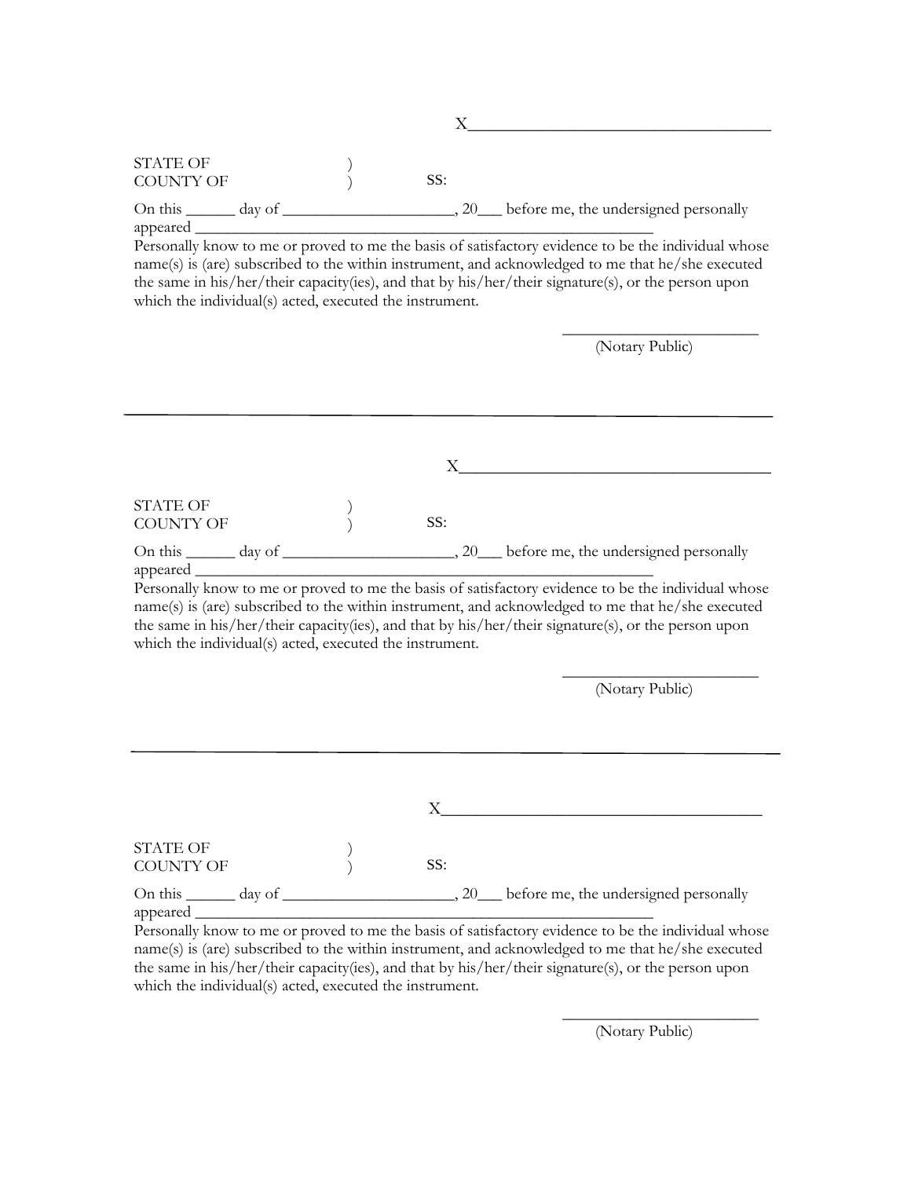X____________________________________

STATE OF )
COUNTY OF ) SS:

On this ______ day of ______________________, 20___ before me, the undersigned personally appeared ____________________________________________________________
Personally know to me or proved to me the basis of satisfactory evidence to be the individual whose name(s) is (are) subscribed to the within instrument, and acknowledged to me that he/she executed the same in his/her/their capacity(ies), and that by his/her/their signature(s), or the person upon which the individual(s) acted, executed the instrument.

__________________________
(Notary Public)

---

X____________________________________

STATE OF )
COUNTY OF ) SS:

On this ______ day of ______________________, 20___ before me, the undersigned personally appeared ____________________________________________________________
Personally know to me or proved to me the basis of satisfactory evidence to be the individual whose name(s) is (are) subscribed to the within instrument, and acknowledged to me that he/she executed the same in his/her/their capacity(ies), and that by his/her/their signature(s), or the person upon which the individual(s) acted, executed the instrument.

__________________________
(Notary Public)

---

X____________________________________

STATE OF )
COUNTY OF ) SS:

On this ______ day of ______________________, 20___ before me, the undersigned personally appeared ____________________________________________________________
Personally know to me or proved to me the basis of satisfactory evidence to be the individual whose name(s) is (are) subscribed to the within instrument, and acknowledged to me that he/she executed the same in his/her/their capacity(ies), and that by his/her/their signature(s), or the person upon which the individual(s) acted, executed the instrument.

__________________________
(Notary Public)